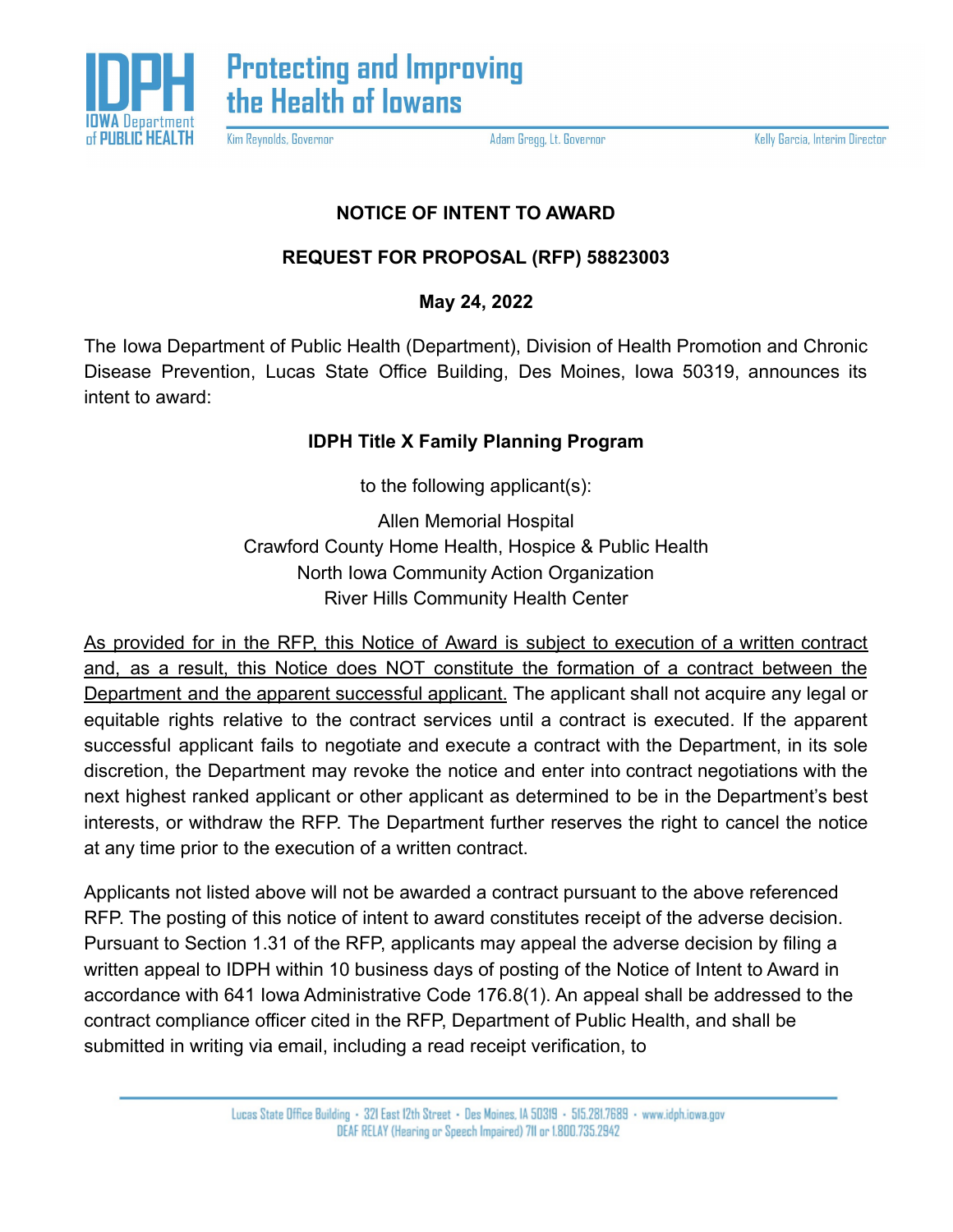**IDPH** IOWA Department of PUBLIC HEALTH

**Protecting and Improving the Health of Iowans**

Kim Reynolds, Governor | Adam Gregg, Lt. Governor | Kelly Garcia, Interim Director

## NOTICE OF INTENT TO AWARD

## REQUEST FOR PROPOSAL (RFP) 58823003

**May 24, 2022**

The Iowa Department of Public Health (Department), Division of Health Promotion and Chronic Disease Prevention, Lucas State Office Building, Des Moines, Iowa 50319, announces its intent to award:

**IDPH Title X Family Planning Program**

to the following applicant(s):

Allen Memorial Hospital
Crawford County Home Health, Hospice & Public Health
North Iowa Community Action Organization
River Hills Community Health Center

<u>As provided for in the RFP, this Notice of Award is subject to execution of a written contract and, as a result, this Notice does NOT constitute the formation of a contract between the Department and the apparent successful applicant.</u> The applicant shall not acquire any legal or equitable rights relative to the contract services until a contract is executed. If the apparent successful applicant fails to negotiate and execute a contract with the Department, in its sole discretion, the Department may revoke the notice and enter into contract negotiations with the next highest ranked applicant or other applicant as determined to be in the Department's best interests, or withdraw the RFP. The Department further reserves the right to cancel the notice at any time prior to the execution of a written contract.

Applicants not listed above will not be awarded a contract pursuant to the above referenced RFP. The posting of this notice of intent to award constitutes receipt of the adverse decision. Pursuant to Section 1.31 of the RFP, applicants may appeal the adverse decision by filing a written appeal to IDPH within 10 business days of posting of the Notice of Intent to Award in accordance with 641 Iowa Administrative Code 176.8(1). An appeal shall be addressed to the contract compliance officer cited in the RFP, Department of Public Health, and shall be submitted in writing via email, including a read receipt verification, to

Lucas State Office Building • 321 East 12th Street • Des Moines, IA 50319 • 515.281.7689 • www.idph.iowa.gov
DEAF RELAY (Hearing or Speech Impaired) 711 or 1.800.735.2942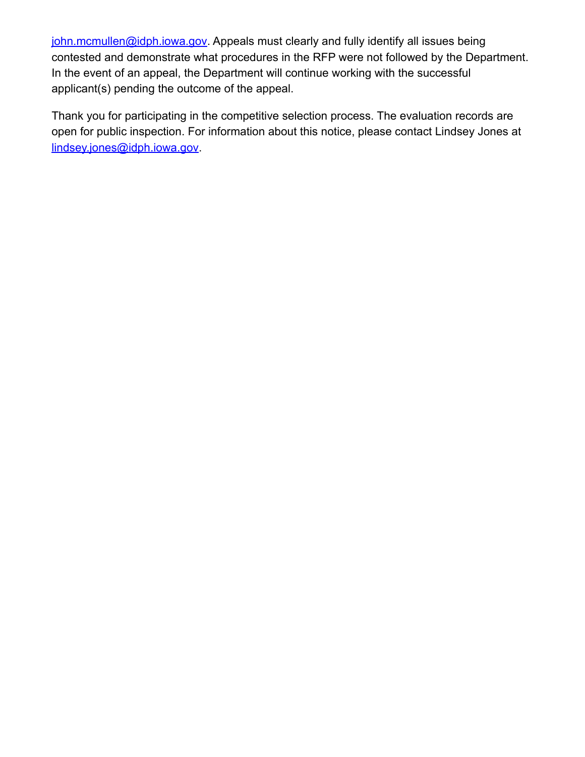john.mcmullen@idph.iowa.gov. Appeals must clearly and fully identify all issues being contested and demonstrate what procedures in the RFP were not followed by the Department. In the event of an appeal, the Department will continue working with the successful applicant(s) pending the outcome of the appeal.

Thank you for participating in the competitive selection process. The evaluation records are open for public inspection. For information about this notice, please contact Lindsey Jones at lindsey.jones@idph.iowa.gov.